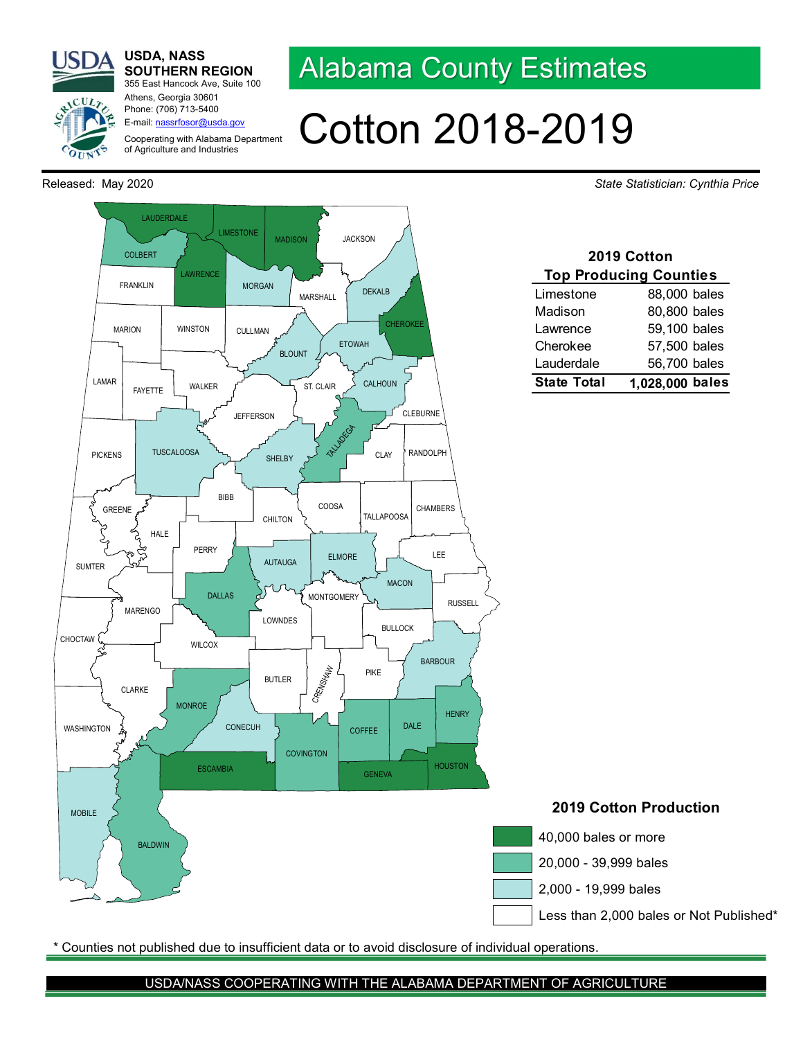**USDA, NASS**
**SOUTHERN REGION**
355 East Hancock Ave, Suite 100
Athens, Georgia 30601
Phone: (706) 713-5400
E-mail: nassrfosor@usda.gov

Cooperating with Alabama Department of Agriculture and Industries

# Alabama County Estimates

# Cotton 2018-2019

Released: May 2020

*State Statistician: Cynthia Price*

### 2019 Cotton Top Producing Counties

| County | Production |
| --- | --- |
| Limestone | 88,000 bales |
| Madison | 80,800 bales |
| Lawrence | 59,100 bales |
| Cherokee | 57,500 bales |
| Lauderdale | 56,700 bales |
| **State Total** | **1,028,000 bales** |

### 2019 Cotton Production

- 40,000 bales or more
- 20,000 - 39,999 bales
- 2,000 - 19,999 bales
- Less than 2,000 bales or Not Published*

\* Counties not published due to insufficient data or to avoid disclosure of individual operations.

USDA/NASS COOPERATING WITH THE ALABAMA DEPARTMENT OF AGRICULTURE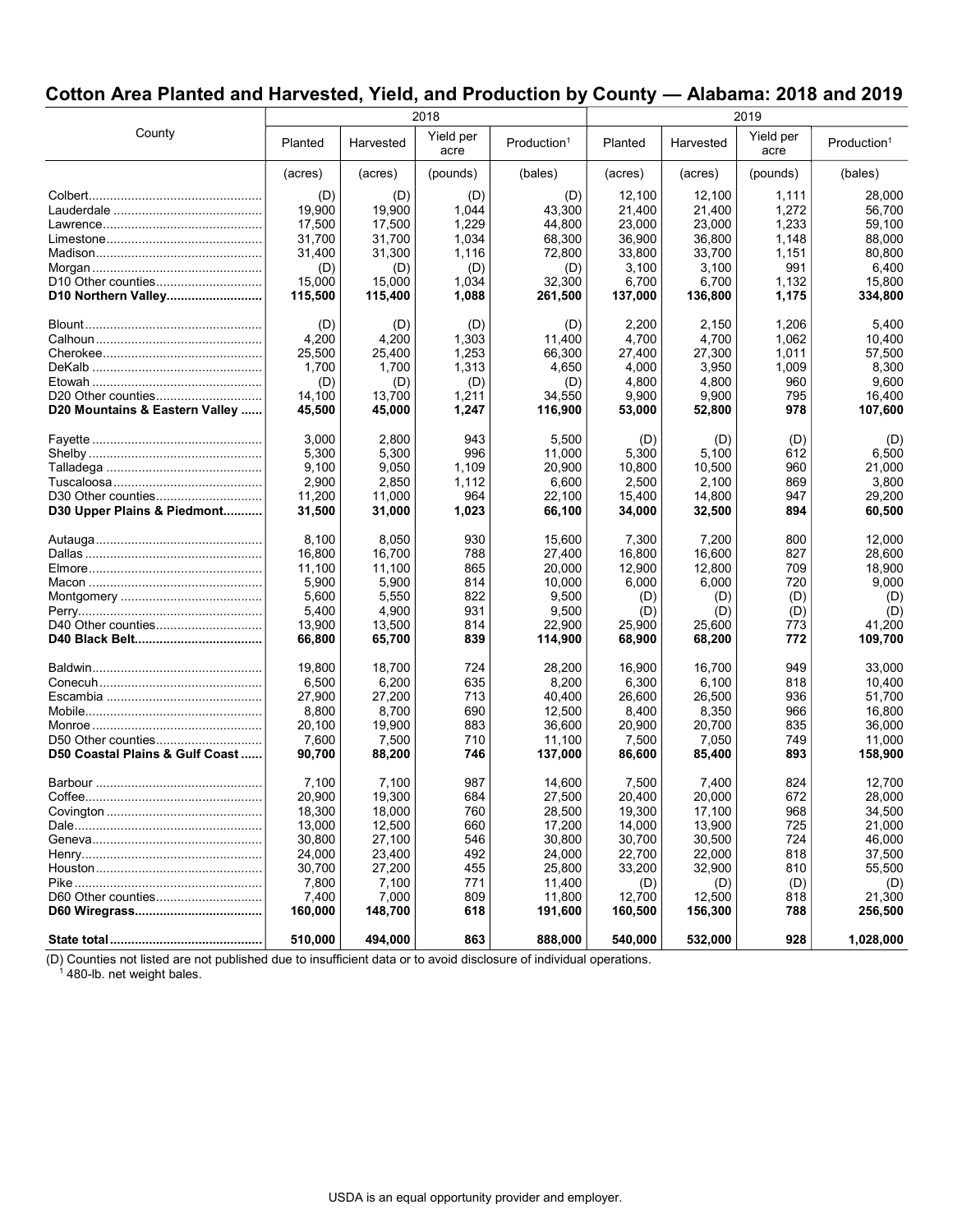## Cotton Area Planted and Harvested, Yield, and Production by County — Alabama: 2018 and 2019

| County | 2018 | | | | 2019 | | | |
|---|---|---|---|---|---|---|---|---|
| | Planted | Harvested | Yield per acre | Production[1] | Planted | Harvested | Yield per acre | Production[1] |
| | (acres) | (acres) | (pounds) | (bales) | (acres) | (acres) | (pounds) | (bales) |
| Colbert | (D) | (D) | (D) | (D) | 12,100 | 12,100 | 1,111 | 28,000 |
| Lauderdale | 19,900 | 19,900 | 1,044 | 43,300 | 21,400 | 21,400 | 1,272 | 56,700 |
| Lawrence | 17,500 | 17,500 | 1,229 | 44,800 | 23,000 | 23,000 | 1,233 | 59,100 |
| Limestone | 31,700 | 31,700 | 1,034 | 68,300 | 36,900 | 36,800 | 1,148 | 88,000 |
| Madison | 31,400 | 31,300 | 1,116 | 72,800 | 33,800 | 33,700 | 1,151 | 80,800 |
| Morgan | (D) | (D) | (D) | (D) | 3,100 | 3,100 | 991 | 6,400 |
| D10 Other counties | 15,000 | 15,000 | 1,034 | 32,300 | 6,700 | 6,700 | 1,132 | 15,800 |
| **D10 Northern Valley** | **115,500** | **115,400** | **1,088** | **261,500** | **137,000** | **136,800** | **1,175** | **334,800** |
| | | | | | | | | |
| Blount | (D) | (D) | (D) | (D) | 2,200 | 2,150 | 1,206 | 5,400 |
| Calhoun | 4,200 | 4,200 | 1,303 | 11,400 | 4,700 | 4,700 | 1,062 | 10,400 |
| Cherokee | 25,500 | 25,400 | 1,253 | 66,300 | 27,400 | 27,300 | 1,011 | 57,500 |
| DeKalb | 1,700 | 1,700 | 1,313 | 4,650 | 4,000 | 3,950 | 1,009 | 8,300 |
| Etowah | (D) | (D) | (D) | (D) | 4,800 | 4,800 | 960 | 9,600 |
| D20 Other counties | 14,100 | 13,700 | 1,211 | 34,550 | 9,900 | 9,900 | 795 | 16,400 |
| **D20 Mountains & Eastern Valley** | **45,500** | **45,000** | **1,247** | **116,900** | **53,000** | **52,800** | **978** | **107,600** |
| | | | | | | | | |
| Fayette | 3,000 | 2,800 | 943 | 5,500 | (D) | (D) | (D) | (D) |
| Shelby | 5,300 | 5,300 | 996 | 11,000 | 5,300 | 5,100 | 612 | 6,500 |
| Talladega | 9,100 | 9,050 | 1,109 | 20,900 | 10,800 | 10,500 | 960 | 21,000 |
| Tuscaloosa | 2,900 | 2,850 | 1,112 | 6,600 | 2,500 | 2,100 | 869 | 3,800 |
| D30 Other counties | 11,200 | 11,000 | 964 | 22,100 | 15,400 | 14,800 | 947 | 29,200 |
| **D30 Upper Plains & Piedmont** | **31,500** | **31,000** | **1,023** | **66,100** | **34,000** | **32,500** | **894** | **60,500** |
| | | | | | | | | |
| Autauga | 8,100 | 8,050 | 930 | 15,600 | 7,300 | 7,200 | 800 | 12,000 |
| Dallas | 16,800 | 16,700 | 788 | 27,400 | 16,800 | 16,600 | 827 | 28,600 |
| Elmore | 11,100 | 11,100 | 865 | 20,000 | 12,900 | 12,800 | 709 | 18,900 |
| Macon | 5,900 | 5,900 | 814 | 10,000 | 6,000 | 6,000 | 720 | 9,000 |
| Montgomery | 5,600 | 5,550 | 822 | 9,500 | (D) | (D) | (D) | (D) |
| Perry | 5,400 | 4,900 | 931 | 9,500 | (D) | (D) | (D) | (D) |
| D40 Other counties | 13,900 | 13,500 | 814 | 22,900 | 25,900 | 25,600 | 773 | 41,200 |
| **D40 Black Belt** | **66,800** | **65,700** | **839** | **114,900** | **68,900** | **68,200** | **772** | **109,700** |
| | | | | | | | | |
| Baldwin | 19,800 | 18,700 | 724 | 28,200 | 16,900 | 16,700 | 949 | 33,000 |
| Conecuh | 6,500 | 6,200 | 635 | 8,200 | 6,300 | 6,100 | 818 | 10,400 |
| Escambia | 27,900 | 27,200 | 713 | 40,400 | 26,600 | 26,500 | 936 | 51,700 |
| Mobile | 8,800 | 8,700 | 690 | 12,500 | 8,400 | 8,350 | 966 | 16,800 |
| Monroe | 20,100 | 19,900 | 883 | 36,600 | 20,900 | 20,700 | 835 | 36,000 |
| D50 Other counties | 7,600 | 7,500 | 710 | 11,100 | 7,500 | 7,050 | 749 | 11,000 |
| **D50 Coastal Plains & Gulf Coast** | **90,700** | **88,200** | **746** | **137,000** | **86,600** | **85,400** | **893** | **158,900** |
| | | | | | | | | |
| Barbour | 7,100 | 7,100 | 987 | 14,600 | 7,500 | 7,400 | 824 | 12,700 |
| Coffee | 20,900 | 19,300 | 684 | 27,500 | 20,400 | 20,000 | 672 | 28,000 |
| Covington | 18,300 | 18,000 | 760 | 28,500 | 19,300 | 17,100 | 968 | 34,500 |
| Dale | 13,000 | 12,500 | 660 | 17,200 | 14,000 | 13,900 | 725 | 21,000 |
| Geneva | 30,800 | 27,100 | 546 | 30,800 | 30,700 | 30,500 | 724 | 46,000 |
| Henry | 24,000 | 23,400 | 492 | 24,000 | 22,700 | 22,000 | 818 | 37,500 |
| Houston | 30,700 | 27,200 | 455 | 25,800 | 33,200 | 32,900 | 810 | 55,500 |
| Pike | 7,800 | 7,100 | 771 | 11,400 | (D) | (D) | (D) | (D) |
| D60 Other counties | 7,400 | 7,000 | 809 | 11,800 | 12,700 | 12,500 | 818 | 21,300 |
| **D60 Wiregrass** | **160,000** | **148,700** | **618** | **191,600** | **160,500** | **156,300** | **788** | **256,500** |
| | | | | | | | | |
| **State total** | **510,000** | **494,000** | **863** | **888,000** | **540,000** | **532,000** | **928** | **1,028,000** |

(D) Counties not listed are not published due to insufficient data or to avoid disclosure of individual operations.
[1] 480-lb. net weight bales.

USDA is an equal opportunity provider and employer.